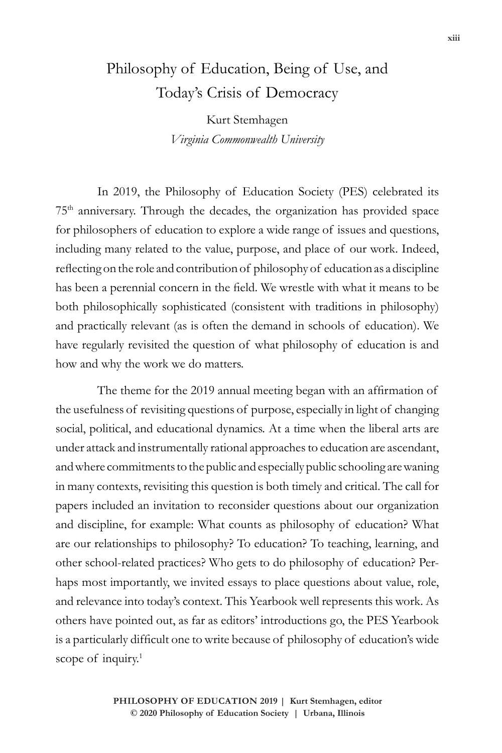# Philosophy of Education, Being of Use, and Today's Crisis of Democracy

Kurt Stemhagen

*Virginia Commonwealth University*

In 2019, the Philosophy of Education Society (PES) celebrated its 75th anniversary. Through the decades, the organization has provided space for philosophers of education to explore a wide range of issues and questions, including many related to the value, purpose, and place of our work. Indeed, reflecting on the role and contribution of philosophy of education as a discipline has been a perennial concern in the field. We wrestle with what it means to be both philosophically sophisticated (consistent with traditions in philosophy) and practically relevant (as is often the demand in schools of education). We have regularly revisited the question of what philosophy of education is and how and why the work we do matters.

The theme for the 2019 annual meeting began with an affirmation of the usefulness of revisiting questions of purpose, especially in light of changing social, political, and educational dynamics. At a time when the liberal arts are under attack and instrumentally rational approaches to education are ascendant, and where commitments to the public and especially public schooling are waning in many contexts, revisiting this question is both timely and critical. The call for papers included an invitation to reconsider questions about our organization and discipline, for example: What counts as philosophy of education? What are our relationships to philosophy? To education? To teaching, learning, and other school-related practices? Who gets to do philosophy of education? Perhaps most importantly, we invited essays to place questions about value, role, and relevance into today's context. This Yearbook well represents this work. As others have pointed out, as far as editors' introductions go, the PES Yearbook is a particularly difficult one to write because of philosophy of education's wide scope of inquiry.[1]

PHILOSOPHY OF EDUCATION 2019 | Kurt Stemhagen, editor
© 2020 Philosophy of Education Society | Urbana, Illinois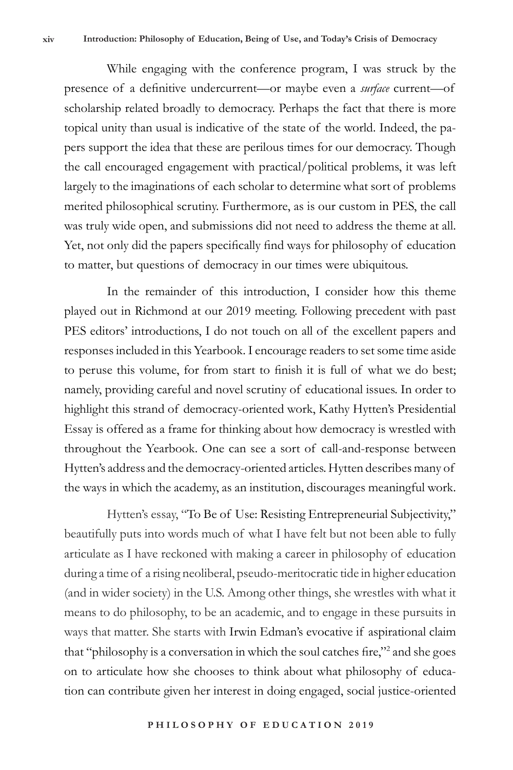While engaging with the conference program, I was struck by the presence of a definitive undercurrent—or maybe even a *surface* current—of scholarship related broadly to democracy. Perhaps the fact that there is more topical unity than usual is indicative of the state of the world. Indeed, the papers support the idea that these are perilous times for our democracy. Though the call encouraged engagement with practical/political problems, it was left largely to the imaginations of each scholar to determine what sort of problems merited philosophical scrutiny. Furthermore, as is our custom in PES, the call was truly wide open, and submissions did not need to address the theme at all. Yet, not only did the papers specifically find ways for philosophy of education to matter, but questions of democracy in our times were ubiquitous.

In the remainder of this introduction, I consider how this theme played out in Richmond at our 2019 meeting. Following precedent with past PES editors' introductions, I do not touch on all of the excellent papers and responses included in this Yearbook. I encourage readers to set some time aside to peruse this volume, for from start to finish it is full of what we do best; namely, providing careful and novel scrutiny of educational issues. In order to highlight this strand of democracy-oriented work, Kathy Hytten's Presidential Essay is offered as a frame for thinking about how democracy is wrestled with throughout the Yearbook. One can see a sort of call-and-response between Hytten's address and the democracy-oriented articles. Hytten describes many of the ways in which the academy, as an institution, discourages meaningful work.

Hytten's essay, "To Be of Use: Resisting Entrepreneurial Subjectivity," beautifully puts into words much of what I have felt but not been able to fully articulate as I have reckoned with making a career in philosophy of education during a time of a rising neoliberal, pseudo-meritocratic tide in higher education (and in wider society) in the U.S. Among other things, she wrestles with what it means to do philosophy, to be an academic, and to engage in these pursuits in ways that matter. She starts with Irwin Edman's evocative if aspirational claim that "philosophy is a conversation in which the soul catches fire,"[2] and she goes on to articulate how she chooses to think about what philosophy of education can contribute given her interest in doing engaged, social justice-oriented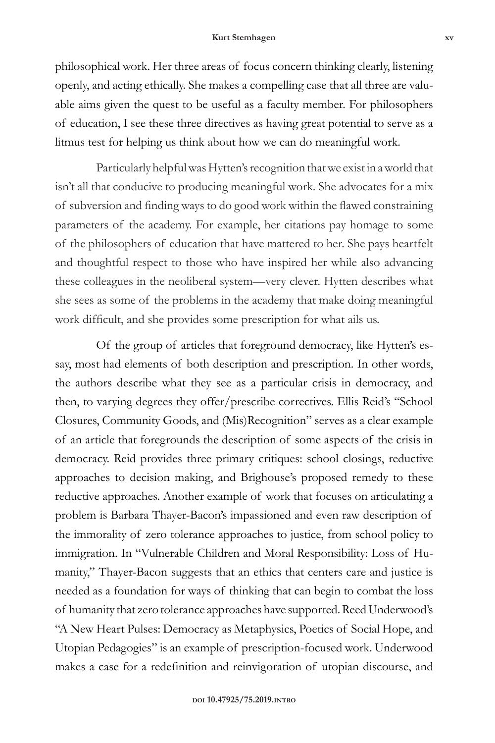philosophical work. Her three areas of focus concern thinking clearly, listening openly, and acting ethically. She makes a compelling case that all three are valuable aims given the quest to be useful as a faculty member. For philosophers of education, I see these three directives as having great potential to serve as a litmus test for helping us think about how we can do meaningful work.

Particularly helpful was Hytten's recognition that we exist in a world that isn't all that conducive to producing meaningful work. She advocates for a mix of subversion and finding ways to do good work within the flawed constraining parameters of the academy. For example, her citations pay homage to some of the philosophers of education that have mattered to her. She pays heartfelt and thoughtful respect to those who have inspired her while also advancing these colleagues in the neoliberal system—very clever. Hytten describes what she sees as some of the problems in the academy that make doing meaningful work difficult, and she provides some prescription for what ails us.

Of the group of articles that foreground democracy, like Hytten's essay, most had elements of both description and prescription. In other words, the authors describe what they see as a particular crisis in democracy, and then, to varying degrees they offer/prescribe correctives. Ellis Reid's "School Closures, Community Goods, and (Mis)Recognition" serves as a clear example of an article that foregrounds the description of some aspects of the crisis in democracy. Reid provides three primary critiques: school closings, reductive approaches to decision making, and Brighouse's proposed remedy to these reductive approaches. Another example of work that focuses on articulating a problem is Barbara Thayer-Bacon's impassioned and even raw description of the immorality of zero tolerance approaches to justice, from school policy to immigration. In "Vulnerable Children and Moral Responsibility: Loss of Humanity," Thayer-Bacon suggests that an ethics that centers care and justice is needed as a foundation for ways of thinking that can begin to combat the loss of humanity that zero tolerance approaches have supported. Reed Underwood's "A New Heart Pulses: Democracy as Metaphysics, Poetics of Social Hope, and Utopian Pedagogies" is an example of prescription-focused work. Underwood makes a case for a redefinition and reinvigoration of utopian discourse, and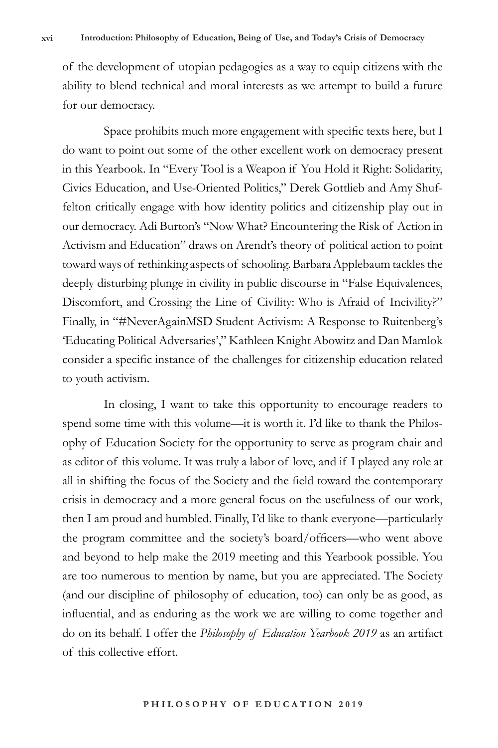of the development of utopian pedagogies as a way to equip citizens with the ability to blend technical and moral interests as we attempt to build a future for our democracy.

Space prohibits much more engagement with specific texts here, but I do want to point out some of the other excellent work on democracy present in this Yearbook. In "Every Tool is a Weapon if You Hold it Right: Solidarity, Civics Education, and Use-Oriented Politics," Derek Gottlieb and Amy Shuffelton critically engage with how identity politics and citizenship play out in our democracy. Adi Burton's "Now What? Encountering the Risk of Action in Activism and Education" draws on Arendt's theory of political action to point toward ways of rethinking aspects of schooling. Barbara Applebaum tackles the deeply disturbing plunge in civility in public discourse in "False Equivalences, Discomfort, and Crossing the Line of Civility: Who is Afraid of Incivility?" Finally, in "#NeverAgainMSD Student Activism: A Response to Ruitenberg's 'Educating Political Adversaries'," Kathleen Knight Abowitz and Dan Mamlok consider a specific instance of the challenges for citizenship education related to youth activism.

In closing, I want to take this opportunity to encourage readers to spend some time with this volume—it is worth it. I'd like to thank the Philosophy of Education Society for the opportunity to serve as program chair and as editor of this volume. It was truly a labor of love, and if I played any role at all in shifting the focus of the Society and the field toward the contemporary crisis in democracy and a more general focus on the usefulness of our work, then I am proud and humbled. Finally, I'd like to thank everyone—particularly the program committee and the society's board/officers—who went above and beyond to help make the 2019 meeting and this Yearbook possible. You are too numerous to mention by name, but you are appreciated. The Society (and our discipline of philosophy of education, too) can only be as good, as influential, and as enduring as the work we are willing to come together and do on its behalf. I offer the *Philosophy of Education Yearbook 2019* as an artifact of this collective effort.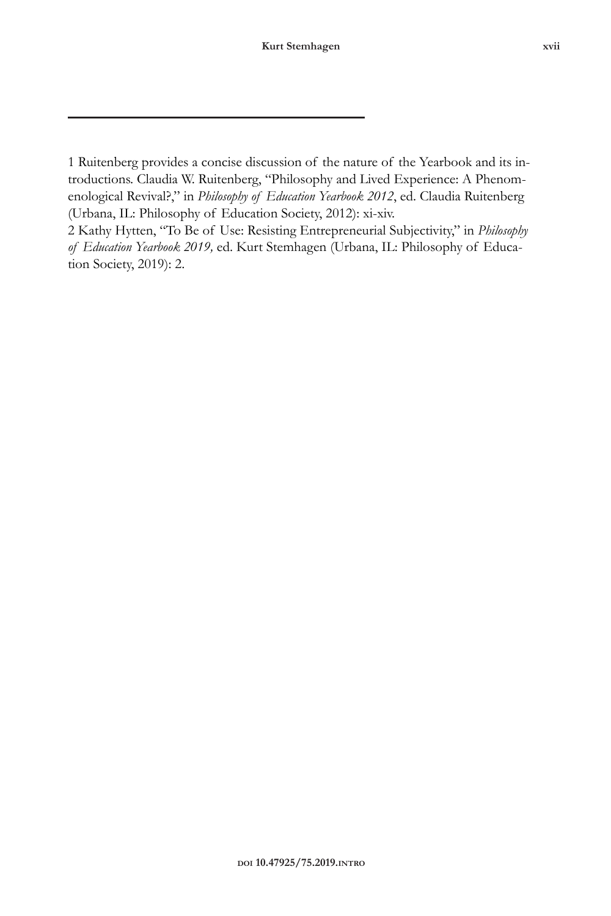---

1 Ruitenberg provides a concise discussion of the nature of the Yearbook and its introductions. Claudia W. Ruitenberg, "Philosophy and Lived Experience: A Phenomenological Revival?," in *Philosophy of Education Yearbook 2012*, ed. Claudia Ruitenberg (Urbana, IL: Philosophy of Education Society, 2012): xi-xiv.

2 Kathy Hytten, "To Be of Use: Resisting Entrepreneurial Subjectivity," in *Philosophy of Education Yearbook 2019,* ed. Kurt Stemhagen (Urbana, IL: Philosophy of Education Society, 2019): 2.